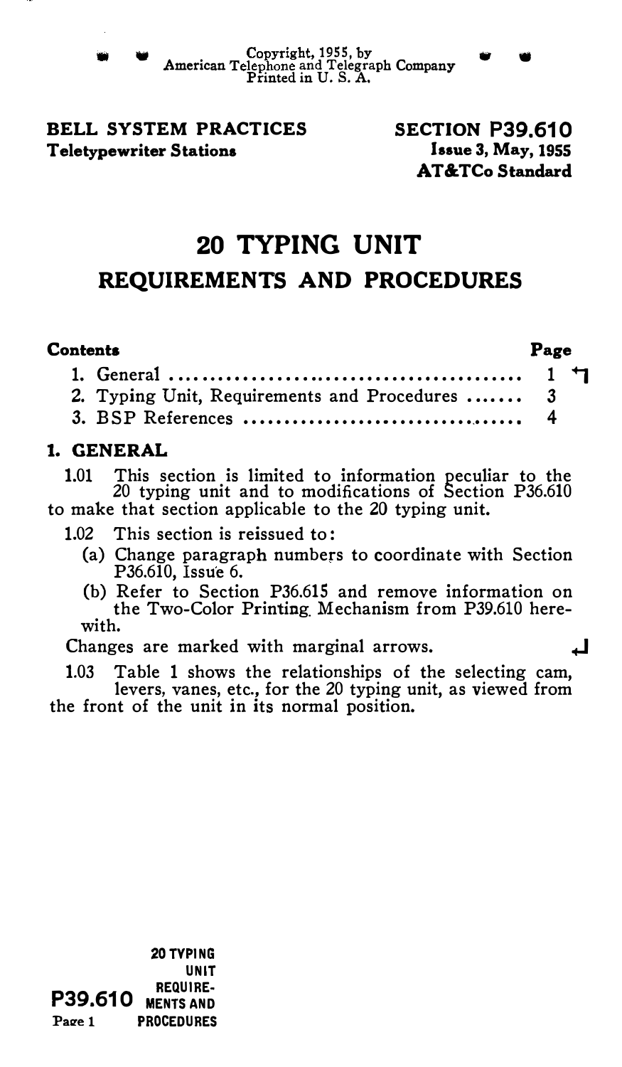Copyright, 1955, by
American Telephone and Telegraph Company
Printed in U. S. A.

**BELL SYSTEM PRACTICES**
**Teletypewriter Stations**

**SECTION P39.610**
**Issue 3, May, 1955**
**AT&TCo Standard**

# 20 TYPING UNIT
## REQUIREMENTS AND PROCEDURES

| Contents | Page |
|---|---|
| 1. General | 1 |
| 2. Typing Unit, Requirements and Procedures | 3 |
| 3. BSP References | 4 |

## 1. GENERAL

1.01 This section is limited to information peculiar to the 20 typing unit and to modifications of Section P36.610 to make that section applicable to the 20 typing unit.

1.02 This section is reissued to:

(a) Change paragraph numbers to coordinate with Section P36.610, Issue 6.

(b) Refer to Section P36.615 and remove information on the Two-Color Printing Mechanism from P39.610 herewith.

Changes are marked with marginal arrows.

1.03 Table 1 shows the relationships of the selecting cam, levers, vanes, etc., for the 20 typing unit, as viewed from the front of the unit in its normal position.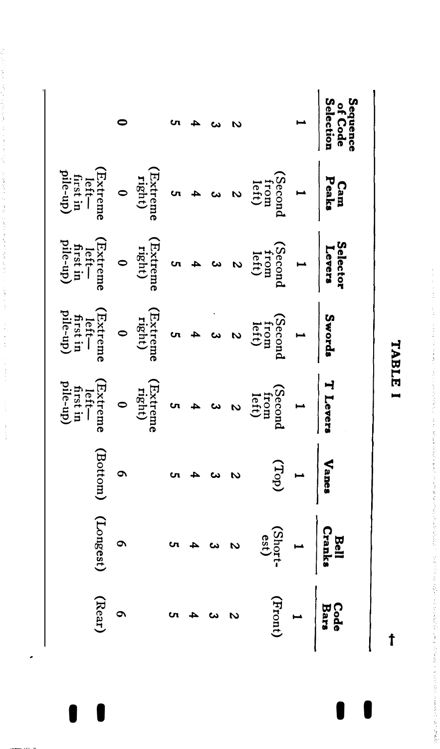# TABLE I

| Sequence of Code Selection | Cam Peaks | Selector Levers | Swords | T Levers | Vanes | Bell Cranks | Code Bars |
|---|---|---|---|---|---|---|---|
| 1 | 1 (Second from left) | 1 (Second from left) | 1 (Second from left) | 1 (Second from left) | 1 (Top) | 1 (Shortest) | 1 (Front) |
| 2 | 2 | 2 | 2 | 2 | 2 | 2 | 2 |
| 3 | 3 | 3 | 3 | 3 | 3 | 3 | 3 |
| 4 | 4 | 4 | 4 | 4 | 4 | 4 | 4 |
| 5 | 5 (Extreme right) | 5 (Extreme right) | 5 (Extreme right) | 5 (Extreme right) | 5 | 5 | 5 |
| 0 | 0 (Extreme left—first in pile-up) | 0 (Extreme left—first in pile-up) | 0 (Extreme left—first in pile-up) | 0 (Extreme left—first in pile-up) | 6 (Bottom) | 6 (Longest) | 6 (Rear) |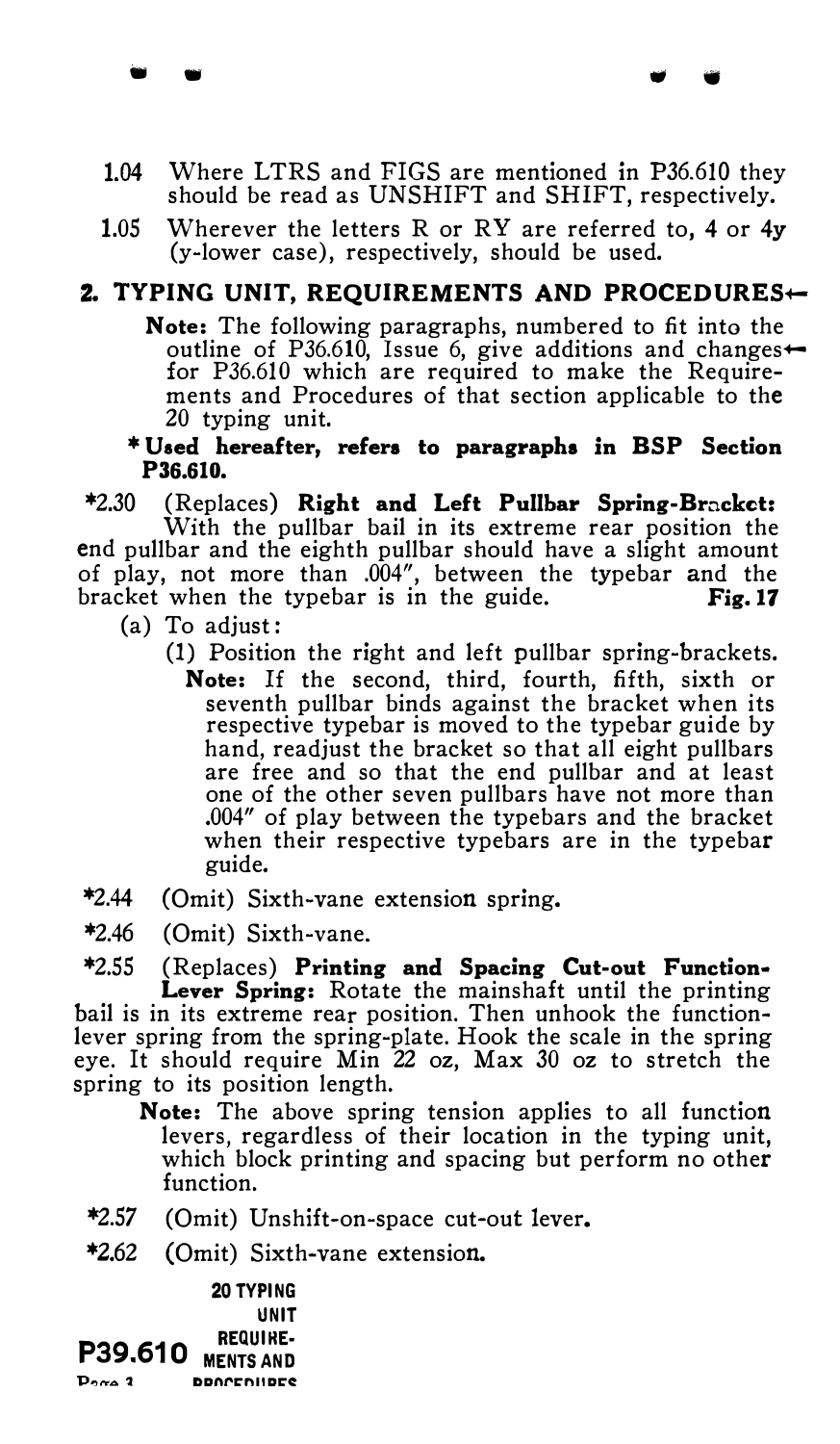1.04 Where LTRS and FIGS are mentioned in P36.610 they should be read as UNSHIFT and SHIFT, respectively.

1.05 Wherever the letters R or RY are referred to, 4 or 4y (y-lower case), respectively, should be used.

## 2. TYPING UNIT, REQUIREMENTS AND PROCEDURES←

**Note:** The following paragraphs, numbered to fit into the outline of P36.610, Issue 6, give additions and changes← for P36.610 which are required to make the Requirements and Procedures of that section applicable to the 20 typing unit.

**\* Used hereafter, refers to paragraphs in BSP Section P36.610.**

*2.30 (Replaces) **Right and Left Pullbar Spring-Bracket:** With the pullbar bail in its extreme rear position the end pullbar and the eighth pullbar should have a slight amount of play, not more than .004″, between the typebar and the bracket when the typebar is in the guide. **Fig. 17**

(a) To adjust:

(1) Position the right and left pullbar spring-brackets.

**Note:** If the second, third, fourth, fifth, sixth or seventh pullbar binds against the bracket when its respective typebar is moved to the typebar guide by hand, readjust the bracket so that all eight pullbars are free and so that the end pullbar and at least one of the other seven pullbars have not more than .004″ of play between the typebars and the bracket when their respective typebars are in the typebar guide.

*2.44 (Omit) Sixth-vane extension spring.

*2.46 (Omit) Sixth-vane.

*2.55 (Replaces) **Printing and Spacing Cut-out Function-Lever Spring:** Rotate the mainshaft until the printing bail is in its extreme rear position. Then unhook the function-lever spring from the spring-plate. Hook the scale in the spring eye. It should require Min 22 oz, Max 30 oz to stretch the spring to its position length.

**Note:** The above spring tension applies to all function levers, regardless of their location in the typing unit, which block printing and spacing but perform no other function.

*2.57 (Omit) Unshift-on-space cut-out lever.

*2.62 (Omit) Sixth-vane extension.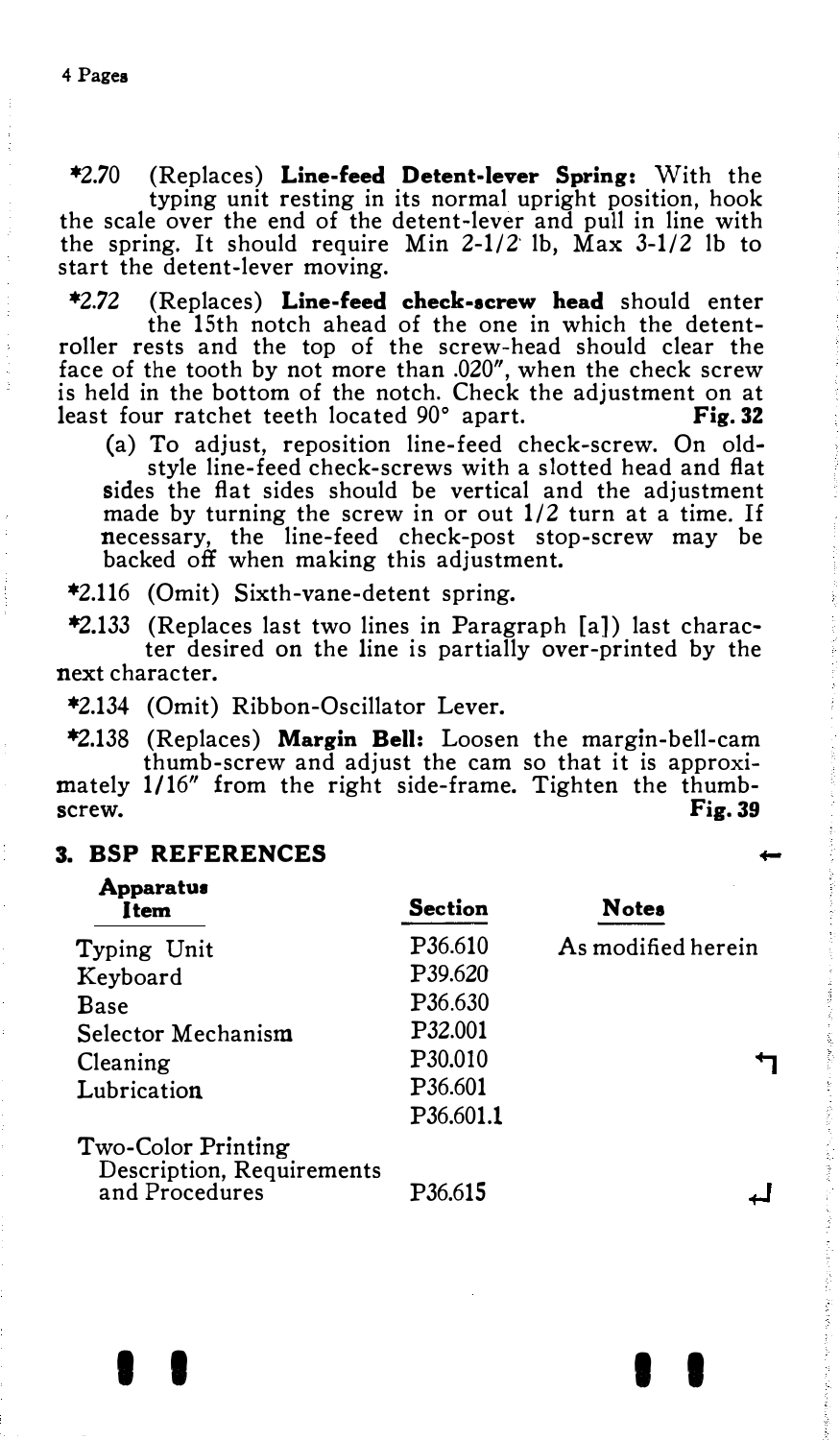*2.70 (Replaces) **Line-feed Detent-lever Spring:** With the typing unit resting in its normal upright position, hook the scale over the end of the detent-lever and pull in line with the spring. It should require Min 2-1/2 lb, Max 3-1/2 lb to start the detent-lever moving.

*2.72 (Replaces) **Line-feed check-screw head** should enter the 15th notch ahead of the one in which the detent-roller rests and the top of the screw-head should clear the face of the tooth by not more than .020", when the check screw is held in the bottom of the notch. Check the adjustment on at least four ratchet teeth located 90° apart. **Fig. 32**

(a) To adjust, reposition line-feed check-screw. On old-style line-feed check-screws with a slotted head and flat sides the flat sides should be vertical and the adjustment made by turning the screw in or out 1/2 turn at a time. If necessary, the line-feed check-post stop-screw may be backed off when making this adjustment.

*2.116 (Omit) Sixth-vane-detent spring.

*2.133 (Replaces last two lines in Paragraph [a]) last character desired on the line is partially over-printed by the next character.

*2.134 (Omit) Ribbon-Oscillator Lever.

*2.138 (Replaces) **Margin Bell:** Loosen the margin-bell-cam thumb-screw and adjust the cam so that it is approximately 1/16" from the right side-frame. Tighten the thumb-screw. **Fig. 39**

## 3. BSP REFERENCES

| Apparatus Item | Section | Notes |
|---|---|---|
| Typing Unit | P36.610 | As modified herein |
| Keyboard | P39.620 | |
| Base | P36.630 | |
| Selector Mechanism | P32.001 | |
| Cleaning | P30.010 | |
| Lubrication | P36.601 | |
| | P36.601.1 | |
| Two-Color Printing Description, Requirements and Procedures | P36.615 | |